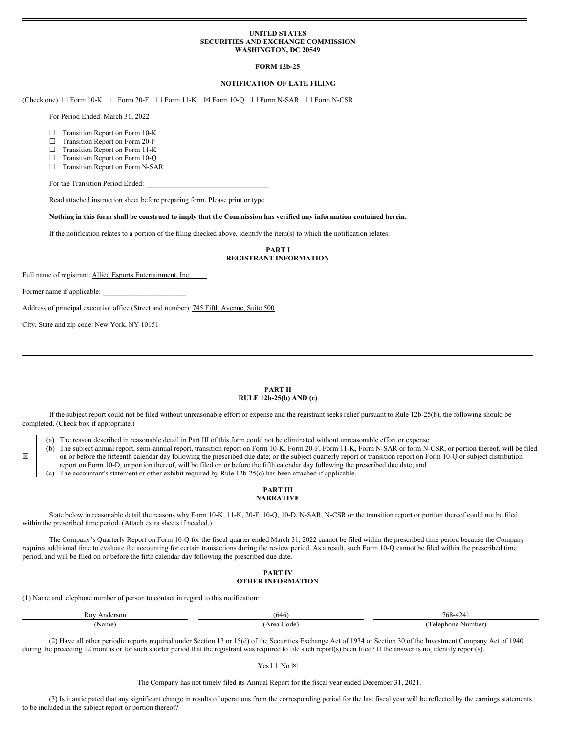**UNITED STATES**
**SECURITIES AND EXCHANGE COMMISSION**
**WASHINGTON, DC 20549**

**FORM 12b-25**

**NOTIFICATION OF LATE FILING**

(Check one): ☐ Form 10-K ☐ Form 20-F ☐ Form 11-K ☒ Form 10-Q ☐ Form N-SAR ☐ Form N-CSR

For Period Ended: March 31, 2022

☐ Transition Report on Form 10-K
☐ Transition Report on Form 20-F
☐ Transition Report on Form 11-K
☐ Transition Report on Form 10-Q
☐ Transition Report on Form N-SAR

For the Transition Period Ended: ________________________________

Read attached instruction sheet before preparing form. Please print or type.

**Nothing in this form shall be construed to imply that the Commission has verified any information contained herein.**

If the notification relates to a portion of the filing checked above, identify the item(s) to which the notification relates: ________________________________

**PART I**
**REGISTRANT INFORMATION**

Full name of registrant: Allied Esports Entertainment, Inc.

Former name if applicable: ______________________

Address of principal executive office (Street and number): 745 Fifth Avenue, Suite 500

City, State and zip code: New York, NY 10151

**PART II**
**RULE 12b-25(b) AND (c)**

If the subject report could not be filed without unreasonable effort or expense and the registrant seeks relief pursuant to Rule 12b-25(b), the following should be completed. (Check box if appropriate.)

☒

(a) The reason described in reasonable detail in Part III of this form could not be eliminated without unreasonable effort or expense.
(b) The subject annual report, semi-annual report, transition report on Form 10-K, Form 20-F, Form 11-K, Form N-SAR or form N-CSR, or portion thereof, will be filed on or before the fifteenth calendar day following the prescribed due date; or the subject quarterly report or transition report on Form 10-Q or subject distribution report on Form 10-D, or portion thereof, will be filed on or before the fifth calendar day following the prescribed due date; and
(c) The accountant's statement or other exhibit required by Rule 12b-25(c) has been attached if applicable.

**PART III**
**NARRATIVE**

State below in reasonable detail the reasons why Form 10-K, 11-K, 20-F, 10-Q, 10-D, N-SAR, N-CSR or the transition report or portion thereof could not be filed within the prescribed time period. (Attach extra sheets if needed.)

The Company's Quarterly Report on Form 10-Q for the fiscal quarter ended March 31, 2022 cannot be filed within the prescribed time period because the Company requires additional time to evaluate the accounting for certain transactions during the review period. As a result, such Form 10-Q cannot be filed within the prescribed time period, and will be filed on or before the fifth calendar day following the prescribed due date.

**PART IV**
**OTHER INFORMATION**

(1) Name and telephone number of person to contact in regard to this notification:

| Roy Anderson | (646) | 768-4241 |
|---|---|---|
| (Name) | (Area Code) | (Telephone Number) |

(2) Have all other periodic reports required under Section 13 or 15(d) of the Securities Exchange Act of 1934 or Section 30 of the Investment Company Act of 1940 during the preceding 12 months or for such shorter period that the registrant was required to file such report(s) been filed? If the answer is no, identify report(s).

Yes ☐ No ☒

The Company has not timely filed its Annual Report for the fiscal year ended December 31, 2021.

(3) Is it anticipated that any significant change in results of operations from the corresponding period for the last fiscal year will be reflected by the earnings statements to be included in the subject report or portion thereof?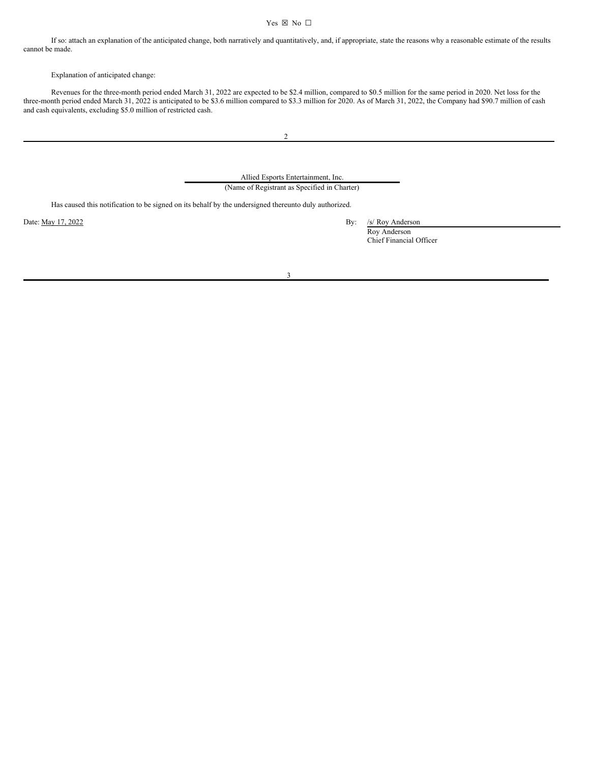Yes ☒ No ☐

If so: attach an explanation of the anticipated change, both narratively and quantitatively, and, if appropriate, state the reasons why a reasonable estimate of the results cannot be made.

Explanation of anticipated change:

Revenues for the three-month period ended March 31, 2022 are expected to be $2.4 million, compared to $0.5 million for the same period in 2020. Net loss for the three-month period ended March 31, 2022 is anticipated to be $3.6 million compared to $3.3 million for 2020. As of March 31, 2022, the Company had $90.7 million of cash and cash equivalents, excluding $5.0 million of restricted cash.

Allied Esports Entertainment, Inc.

(Name of Registrant as Specified in Charter)

Has caused this notification to be signed on its behalf by the undersigned thereunto duly authorized.

Date: May 17, 2022

By: /s/ Roy Anderson

Roy Anderson

Chief Financial Officer